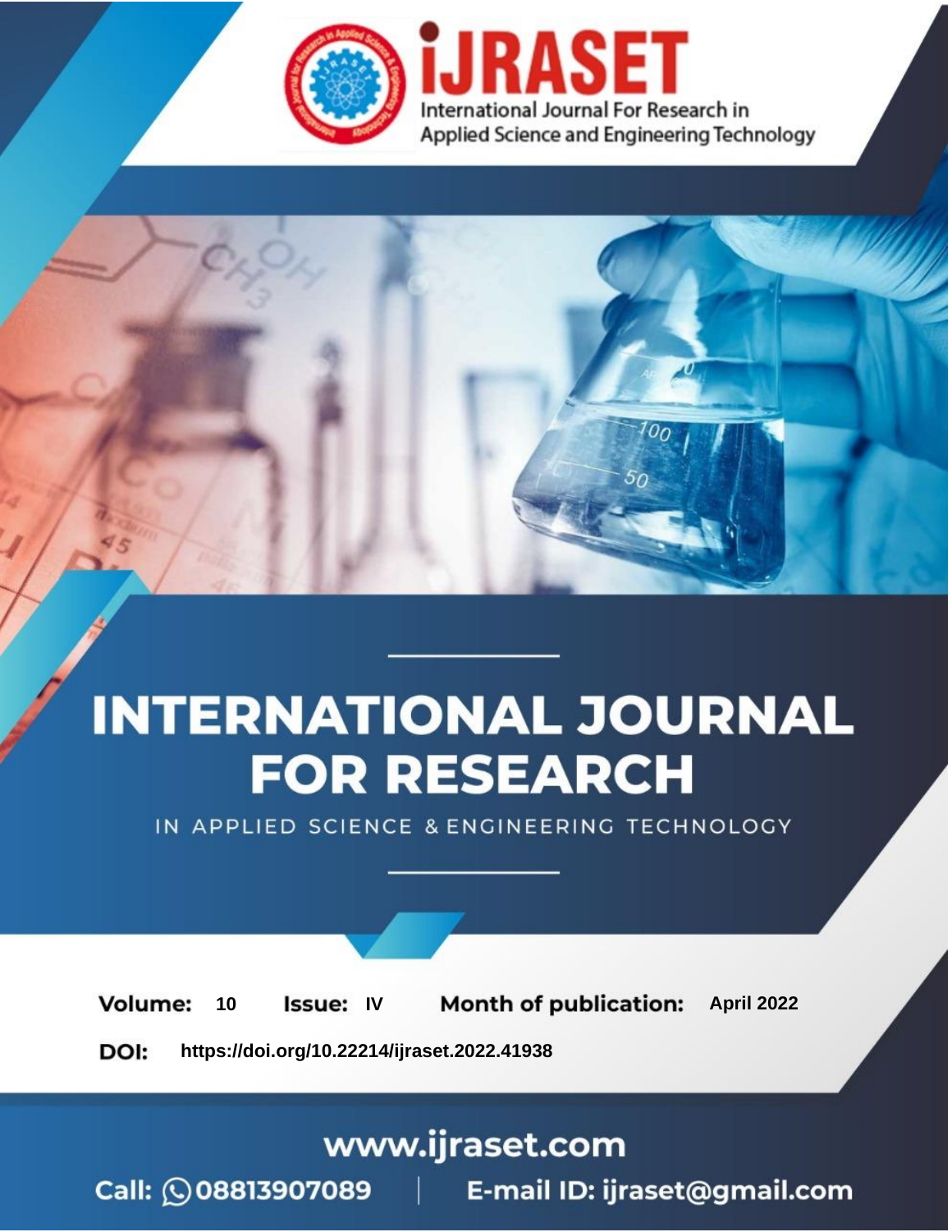iJRASET

International Journal For Research in Applied Science and Engineering Technology

# INTERNATIONAL JOURNAL FOR RESEARCH

IN APPLIED SCIENCE & ENGINEERING TECHNOLOGY

**Volume:** 10 **Issue:** IV **Month of publication:** April 2022

**DOI:** https://doi.org/10.22214/ijraset.2022.41938

www.ijraset.com

Call: 08813907089 | E-mail ID: ijraset@gmail.com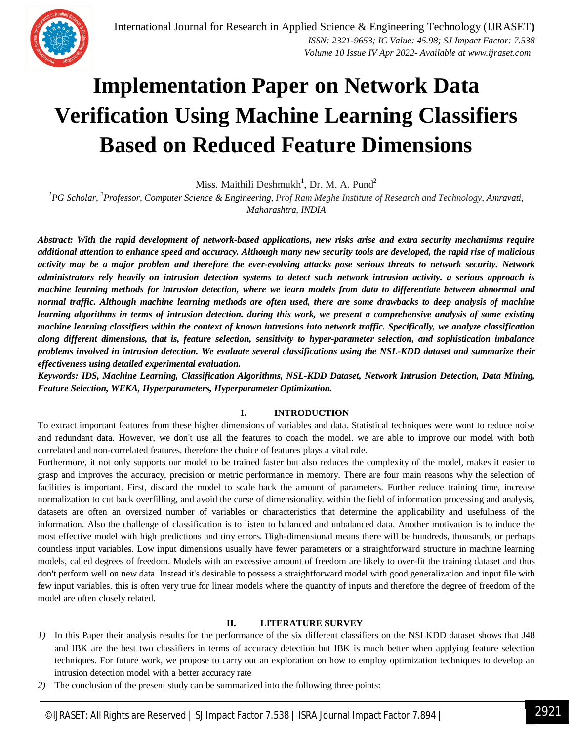# Implementation Paper on Network Data Verification Using Machine Learning Classifiers Based on Reduced Feature Dimensions

Miss. Maithili Deshmukh[1], Dr. M. A. Pund[2]

[1]PG Scholar, [2]Professor, Computer Science & Engineering, Prof Ram Meghe Institute of Research and Technology, Amravati, Maharashtra, INDIA

***Abstract:** With the rapid development of network-based applications, new risks arise and extra security mechanisms require additional attention to enhance speed and accuracy. Although many new security tools are developed, the rapid rise of malicious activity may be a major problem and therefore the ever-evolving attacks pose serious threats to network security. Network administrators rely heavily on intrusion detection systems to detect such network intrusion activity. a serious approach is machine learning methods for intrusion detection, where we learn models from data to differentiate between abnormal and normal traffic. Although machine learning methods are often used, there are some drawbacks to deep analysis of machine learning algorithms in terms of intrusion detection. during this work, we present a comprehensive analysis of some existing machine learning classifiers within the context of known intrusions into network traffic. Specifically, we analyze classification along different dimensions, that is, feature selection, sensitivity to hyper-parameter selection, and sophistication imbalance problems involved in intrusion detection. We evaluate several classifications using the NSL-KDD dataset and summarize their effectiveness using detailed experimental evaluation.*

***Keywords:** IDS, Machine Learning, Classification Algorithms, NSL-KDD Dataset, Network Intrusion Detection, Data Mining, Feature Selection, WEKA, Hyperparameters, Hyperparameter Optimization.*

## I. INTRODUCTION

To extract important features from these higher dimensions of variables and data. Statistical techniques were wont to reduce noise and redundant data. However, we don't use all the features to coach the model. we are able to improve our model with both correlated and non-correlated features, therefore the choice of features plays a vital role.

Furthermore, it not only supports our model to be trained faster but also reduces the complexity of the model, makes it easier to grasp and improves the accuracy, precision or metric performance in memory. There are four main reasons why the selection of facilities is important. First, discard the model to scale back the amount of parameters. Further reduce training time, increase normalization to cut back overfilling, and avoid the curse of dimensionality. within the field of information processing and analysis, datasets are often an oversized number of variables or characteristics that determine the applicability and usefulness of the information. Also the challenge of classification is to listen to balanced and unbalanced data. Another motivation is to induce the most effective model with high predictions and tiny errors. High-dimensional means there will be hundreds, thousands, or perhaps countless input variables. Low input dimensions usually have fewer parameters or a straightforward structure in machine learning models, called degrees of freedom. Models with an excessive amount of freedom are likely to over-fit the training dataset and thus don't perform well on new data. Instead it's desirable to possess a straightforward model with good generalization and input file with few input variables. this is often very true for linear models where the quantity of inputs and therefore the degree of freedom of the model are often closely related.

## II. LITERATURE SURVEY

1) In this Paper their analysis results for the performance of the six different classifiers on the NSLKDD dataset shows that J48 and IBK are the best two classifiers in terms of accuracy detection but IBK is much better when applying feature selection techniques. For future work, we propose to carry out an exploration on how to employ optimization techniques to develop an intrusion detection model with a better accuracy rate
2) The conclusion of the present study can be summarized into the following three points: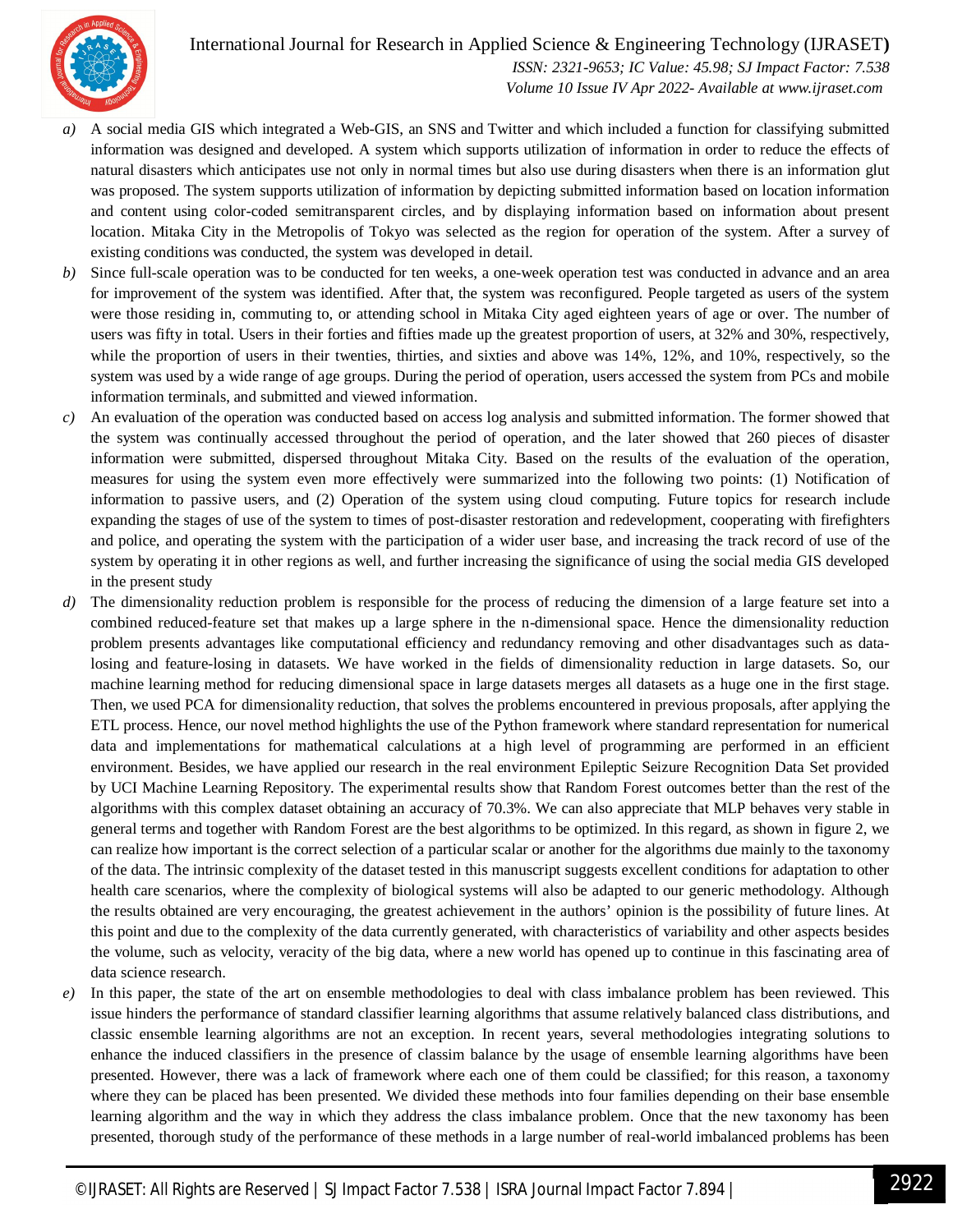*a)* A social media GIS which integrated a Web-GIS, an SNS and Twitter and which included a function for classifying submitted information was designed and developed. A system which supports utilization of information in order to reduce the effects of natural disasters which anticipates use not only in normal times but also use during disasters when there is an information glut was proposed. The system supports utilization of information by depicting submitted information based on location information and content using color-coded semitransparent circles, and by displaying information based on information about present location. Mitaka City in the Metropolis of Tokyo was selected as the region for operation of the system. After a survey of existing conditions was conducted, the system was developed in detail.

*b)* Since full-scale operation was to be conducted for ten weeks, a one-week operation test was conducted in advance and an area for improvement of the system was identified. After that, the system was reconfigured. People targeted as users of the system were those residing in, commuting to, or attending school in Mitaka City aged eighteen years of age or over. The number of users was fifty in total. Users in their forties and fifties made up the greatest proportion of users, at 32% and 30%, respectively, while the proportion of users in their twenties, thirties, and sixties and above was 14%, 12%, and 10%, respectively, so the system was used by a wide range of age groups. During the period of operation, users accessed the system from PCs and mobile information terminals, and submitted and viewed information.

*c)* An evaluation of the operation was conducted based on access log analysis and submitted information. The former showed that the system was continually accessed throughout the period of operation, and the later showed that 260 pieces of disaster information were submitted, dispersed throughout Mitaka City. Based on the results of the evaluation of the operation, measures for using the system even more effectively were summarized into the following two points: (1) Notification of information to passive users, and (2) Operation of the system using cloud computing. Future topics for research include expanding the stages of use of the system to times of post-disaster restoration and redevelopment, cooperating with firefighters and police, and operating the system with the participation of a wider user base, and increasing the track record of use of the system by operating it in other regions as well, and further increasing the significance of using the social media GIS developed in the present study

*d)* The dimensionality reduction problem is responsible for the process of reducing the dimension of a large feature set into a combined reduced-feature set that makes up a large sphere in the n-dimensional space. Hence the dimensionality reduction problem presents advantages like computational efficiency and redundancy removing and other disadvantages such as data-losing and feature-losing in datasets. We have worked in the fields of dimensionality reduction in large datasets. So, our machine learning method for reducing dimensional space in large datasets merges all datasets as a huge one in the first stage. Then, we used PCA for dimensionality reduction, that solves the problems encountered in previous proposals, after applying the ETL process. Hence, our novel method highlights the use of the Python framework where standard representation for numerical data and implementations for mathematical calculations at a high level of programming are performed in an efficient environment. Besides, we have applied our research in the real environment Epileptic Seizure Recognition Data Set provided by UCI Machine Learning Repository. The experimental results show that Random Forest outcomes better than the rest of the algorithms with this complex dataset obtaining an accuracy of 70.3%. We can also appreciate that MLP behaves very stable in general terms and together with Random Forest are the best algorithms to be optimized. In this regard, as shown in figure 2, we can realize how important is the correct selection of a particular scalar or another for the algorithms due mainly to the taxonomy of the data. The intrinsic complexity of the dataset tested in this manuscript suggests excellent conditions for adaptation to other health care scenarios, where the complexity of biological systems will also be adapted to our generic methodology. Although the results obtained are very encouraging, the greatest achievement in the authors' opinion is the possibility of future lines. At this point and due to the complexity of the data currently generated, with characteristics of variability and other aspects besides the volume, such as velocity, veracity of the big data, where a new world has opened up to continue in this fascinating area of data science research.

*e)* In this paper, the state of the art on ensemble methodologies to deal with class imbalance problem has been reviewed. This issue hinders the performance of standard classifier learning algorithms that assume relatively balanced class distributions, and classic ensemble learning algorithms are not an exception. In recent years, several methodologies integrating solutions to enhance the induced classifiers in the presence of classim balance by the usage of ensemble learning algorithms have been presented. However, there was a lack of framework where each one of them could be classified; for this reason, a taxonomy where they can be placed has been presented. We divided these methods into four families depending on their base ensemble learning algorithm and the way in which they address the class imbalance problem. Once that the new taxonomy has been presented, thorough study of the performance of these methods in a large number of real-world imbalanced problems has been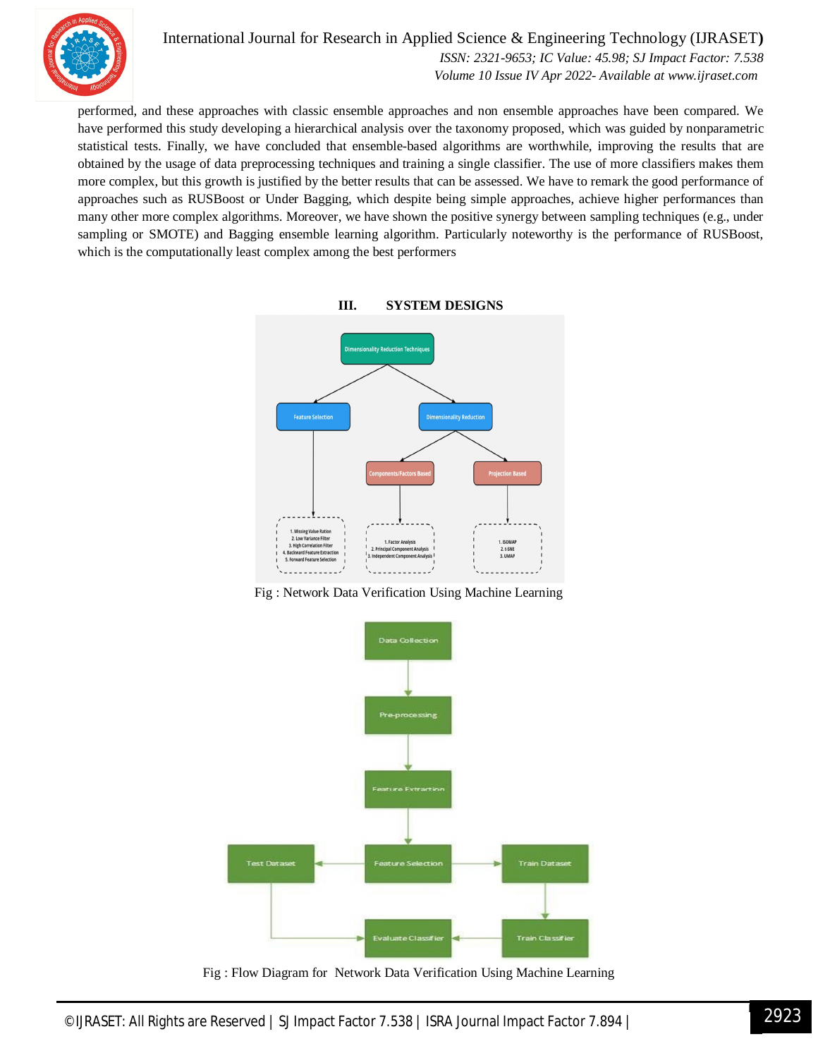performed, and these approaches with classic ensemble approaches and non ensemble approaches have been compared. We have performed this study developing a hierarchical analysis over the taxonomy proposed, which was guided by nonparametric statistical tests. Finally, we have concluded that ensemble-based algorithms are worthwhile, improving the results that are obtained by the usage of data preprocessing techniques and training a single classifier. The use of more classifiers makes them more complex, but this growth is justified by the better results that can be assessed. We have to remark the good performance of approaches such as RUSBoost or Under Bagging, which despite being simple approaches, achieve higher performances than many other more complex algorithms. Moreover, we have shown the positive synergy between sampling techniques (e.g., under sampling or SMOTE) and Bagging ensemble learning algorithm. Particularly noteworthy is the performance of RUSBoost, which is the computationally least complex among the best performers

## III. SYSTEM DESIGNS

Dimensionality Reduction Techniques

Feature Selection

Dimensionality Reduction

Components/Factors Based

Projection Based

1. Missing Value Ration
2. Low Variance Filter
3. High Correlation Filter
4. Backward Feature Extraction
5. Forward Feature Selection

1. Factor Analysis
2. Principal Component Analysis
3. Independent Component Analysis

1. ISOMAP
2. t-SNE
3. UMAP

Fig : Network Data Verification Using Machine Learning

Data Collection

Pre-processing

Feature Extraction

Test Dataset

Feature Selection

Train Dataset

Evaluate Classifier

Train Classifier

Fig : Flow Diagram for Network Data Verification Using Machine Learning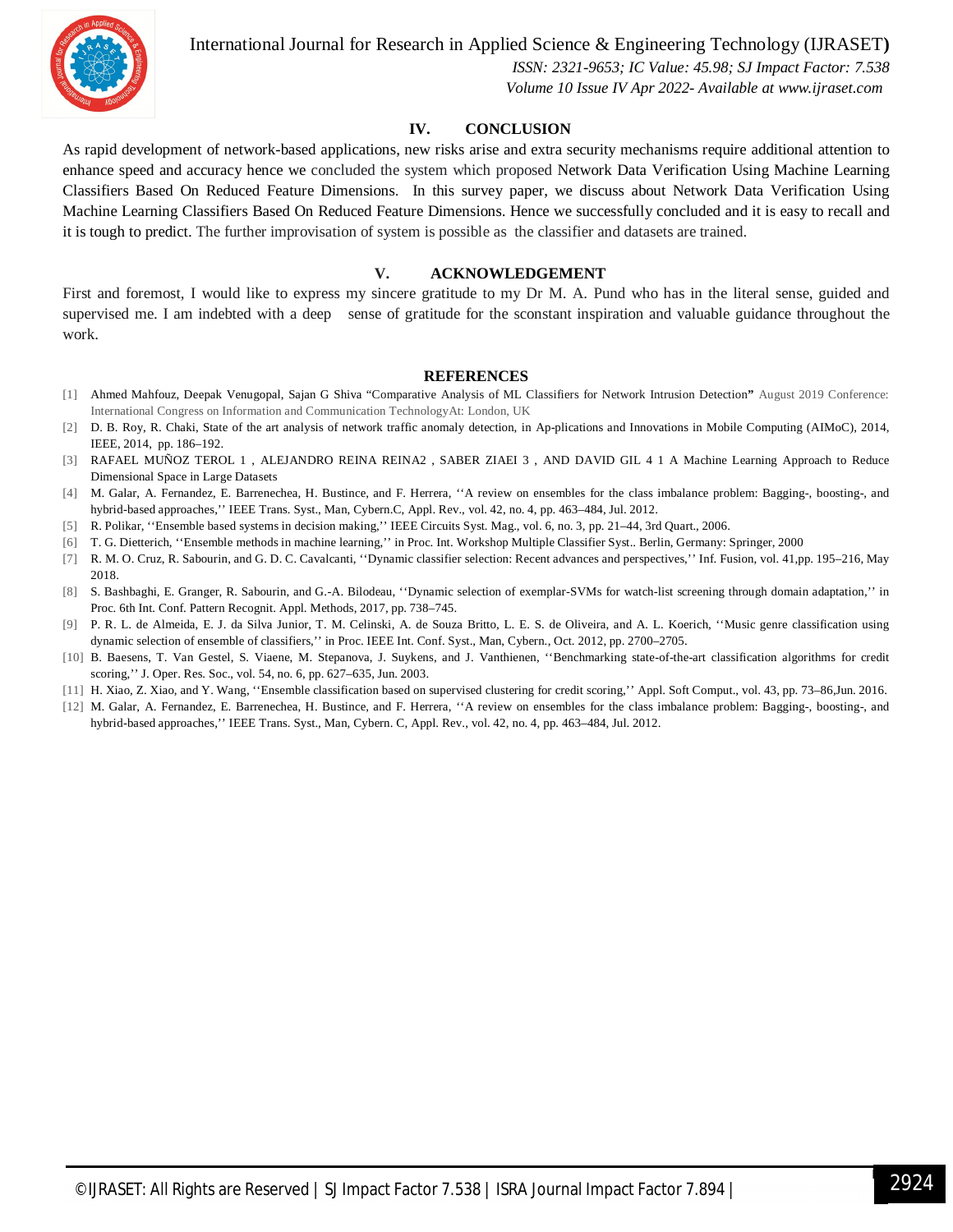## IV. CONCLUSION

As rapid development of network-based applications, new risks arise and extra security mechanisms require additional attention to enhance speed and accuracy hence we concluded the system which proposed Network Data Verification Using Machine Learning Classifiers Based On Reduced Feature Dimensions. In this survey paper, we discuss about Network Data Verification Using Machine Learning Classifiers Based On Reduced Feature Dimensions. Hence we successfully concluded and it is easy to recall and it is tough to predict. The further improvisation of system is possible as the classifier and datasets are trained.

## V. ACKNOWLEDGEMENT

First and foremost, I would like to express my sincere gratitude to my Dr M. A. Pund who has in the literal sense, guided and supervised me. I am indebted with a deep sense of gratitude for the sconstant inspiration and valuable guidance throughout the work.

## REFERENCES

[1] Ahmed Mahfouz, Deepak Venugopal, Sajan G Shiva "Comparative Analysis of ML Classifiers for Network Intrusion Detection**"** August 2019 Conference: International Congress on Information and Communication TechnologyAt: London, UK

[2] D. B. Roy, R. Chaki, State of the art analysis of network traffic anomaly detection, in Ap-plications and Innovations in Mobile Computing (AIMoC), 2014, IEEE, 2014, pp. 186–192.

[3] RAFAEL MUÑOZ TEROL 1 , ALEJANDRO REINA REINA2 , SABER ZIAEI 3 , AND DAVID GIL 4 1 A Machine Learning Approach to Reduce Dimensional Space in Large Datasets

[4] M. Galar, A. Fernandez, E. Barrenechea, H. Bustince, and F. Herrera, ''A review on ensembles for the class imbalance problem: Bagging-, boosting-, and hybrid-based approaches,'' IEEE Trans. Syst., Man, Cybern.C, Appl. Rev., vol. 42, no. 4, pp. 463–484, Jul. 2012.

[5] R. Polikar, ''Ensemble based systems in decision making,'' IEEE Circuits Syst. Mag., vol. 6, no. 3, pp. 21–44, 3rd Quart., 2006.

[6] T. G. Dietterich, ''Ensemble methods in machine learning,'' in Proc. Int. Workshop Multiple Classifier Syst.. Berlin, Germany: Springer, 2000

[7] R. M. O. Cruz, R. Sabourin, and G. D. C. Cavalcanti, ''Dynamic classifier selection: Recent advances and perspectives,'' Inf. Fusion, vol. 41,pp. 195–216, May 2018.

[8] S. Bashbaghi, E. Granger, R. Sabourin, and G.-A. Bilodeau, ''Dynamic selection of exemplar-SVMs for watch-list screening through domain adaptation,'' in Proc. 6th Int. Conf. Pattern Recognit. Appl. Methods, 2017, pp. 738–745.

[9] P. R. L. de Almeida, E. J. da Silva Junior, T. M. Celinski, A. de Souza Britto, L. E. S. de Oliveira, and A. L. Koerich, ''Music genre classification using dynamic selection of ensemble of classifiers,'' in Proc. IEEE Int. Conf. Syst., Man, Cybern., Oct. 2012, pp. 2700–2705.

[10] B. Baesens, T. Van Gestel, S. Viaene, M. Stepanova, J. Suykens, and J. Vanthienen, ''Benchmarking state-of-the-art classification algorithms for credit scoring,'' J. Oper. Res. Soc., vol. 54, no. 6, pp. 627–635, Jun. 2003.

[11] H. Xiao, Z. Xiao, and Y. Wang, ''Ensemble classification based on supervised clustering for credit scoring,'' Appl. Soft Comput., vol. 43, pp. 73–86,Jun. 2016.

[12] M. Galar, A. Fernandez, E. Barrenechea, H. Bustince, and F. Herrera, ''A review on ensembles for the class imbalance problem: Bagging-, boosting-, and hybrid-based approaches,'' IEEE Trans. Syst., Man, Cybern. C, Appl. Rev., vol. 42, no. 4, pp. 463–484, Jul. 2012.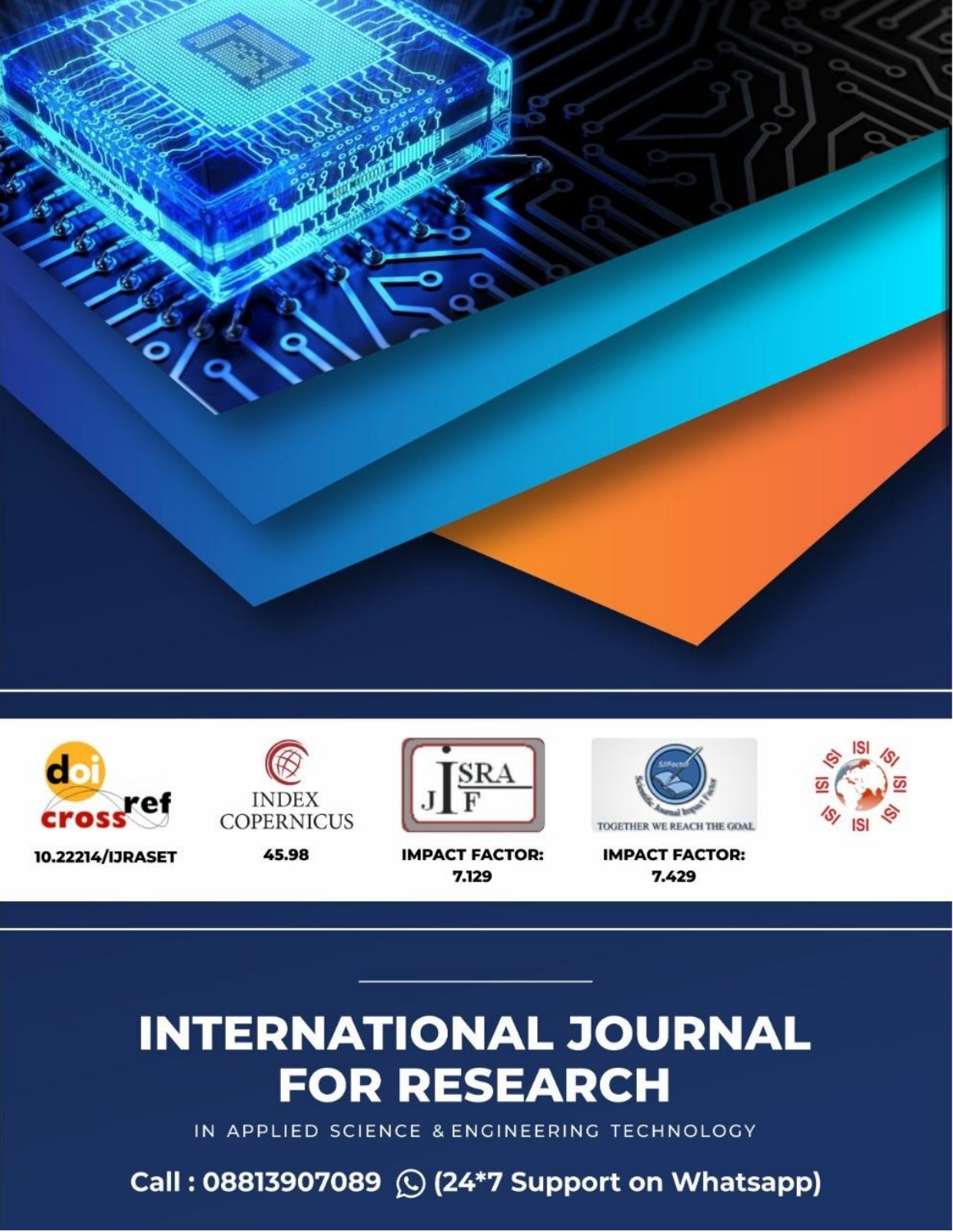10.22214/IJRASET

45.98

IMPACT FACTOR: 7.129

IMPACT FACTOR: 7.429

# INTERNATIONAL JOURNAL FOR RESEARCH

IN APPLIED SCIENCE & ENGINEERING TECHNOLOGY

Call : 08813907089 (24*7 Support on Whatsapp)